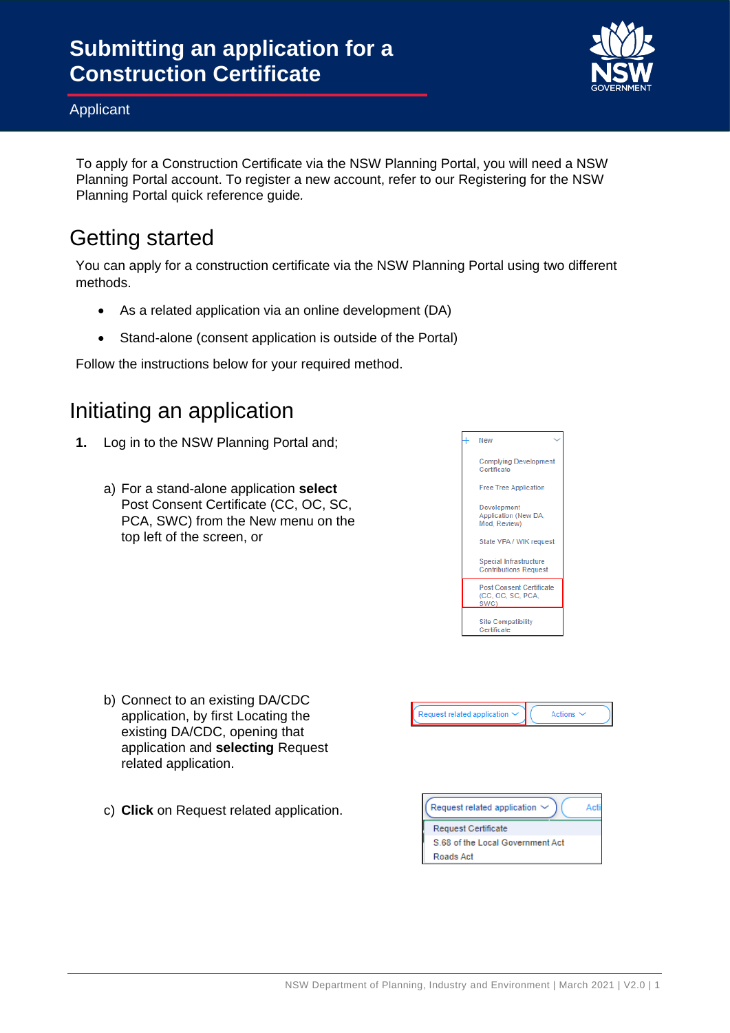# Submitting an application for a Construction Certificate

Applicant

To apply for a Construction Certificate via the NSW Planning Portal, you will need a NSW Planning Portal account. To register a new account, refer to our Registering for the NSW Planning Portal quick reference guide.

## Getting started

You can apply for a construction certificate via the NSW Planning Portal using two different methods.

- As a related application via an online development (DA)
- Stand-alone (consent application is outside of the Portal)

Follow the instructions below for your required method.

## Initiating an application

1. Log in to the NSW Planning Portal and;

   a) For a stand-alone application **select** Post Consent Certificate (CC, OC, SC, PCA, SWC) from the New menu on the top left of the screen, or

   b) Connect to an existing DA/CDC application, by first Locating the existing DA/CDC, opening that application and **selecting** Request related application.

   c) **Click** on Request related application.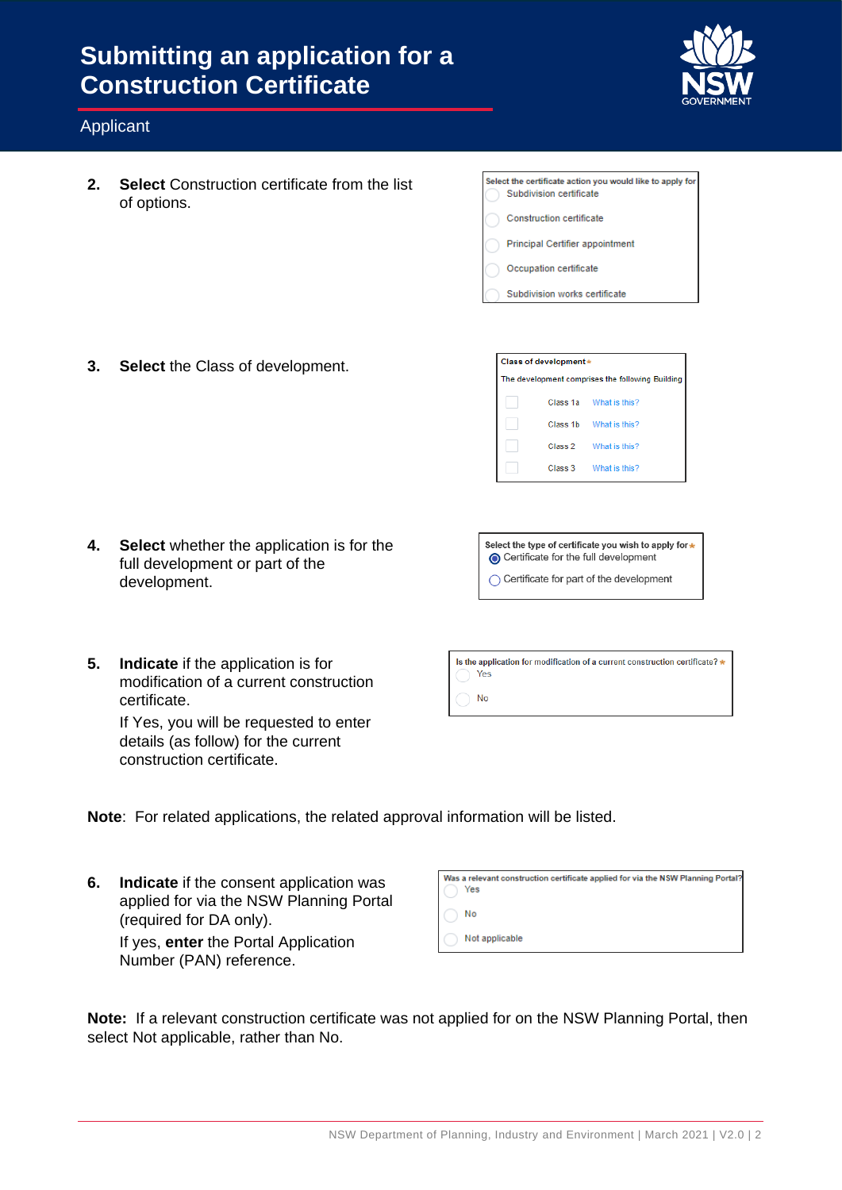# Submitting an application for a Construction Certificate

Applicant

2. **Select** Construction certificate from the list of options.

   Select the certificate action you would like to apply for
   - Subdivision certificate
   - Construction certificate
   - Principal Certifier appointment
   - Occupation certificate
   - Subdivision works certificate

3. **Select** the Class of development.

   Class of development *
   The development comprises the following Building
   - Class 1a What is this?
   - Class 1b What is this?
   - Class 2 What is this?
   - Class 3 What is this?

4. **Select** whether the application is for the full development or part of the development.

   Select the type of certificate you wish to apply for *
   - Certificate for the full development
   - Certificate for part of the development

5. **Indicate** if the application is for modification of a current construction certificate.

   If Yes, you will be requested to enter details (as follow) for the current construction certificate.

   Is the application for modification of a current construction certificate? *
   - Yes
   - No

**Note**: For related applications, the related approval information will be listed.

6. **Indicate** if the consent application was applied for via the NSW Planning Portal (required for DA only).

   If yes, **enter** the Portal Application Number (PAN) reference.

   Was a relevant construction certificate applied for via the NSW Planning Portal?
   - Yes
   - No
   - Not applicable

**Note:** If a relevant construction certificate was not applied for on the NSW Planning Portal, then select Not applicable, rather than No.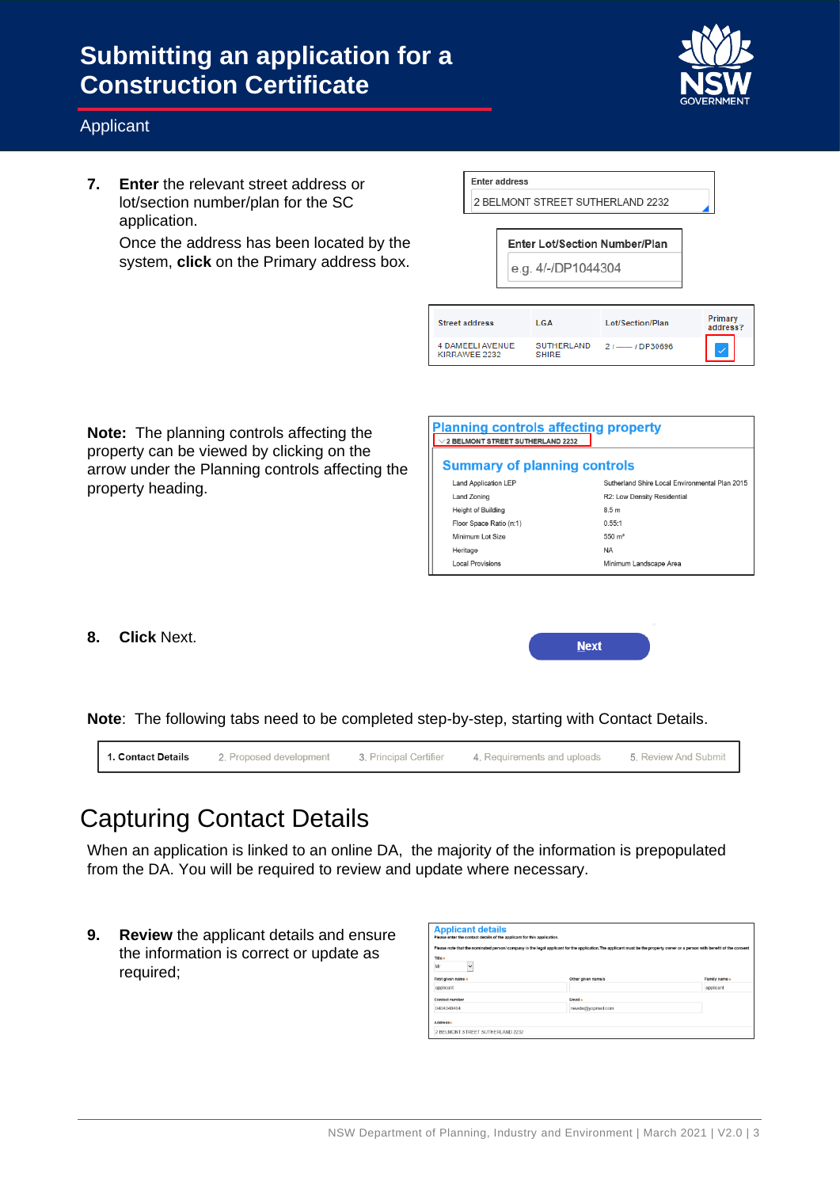# Submitting an application for a Construction Certificate

Applicant

7. **Enter** the relevant street address or lot/section number/plan for the SC application.

   Once the address has been located by the system, **click** on the Primary address box.

Enter address

2 BELMONT STREET SUTHERLAND 2232

Enter Lot/Section Number/Plan

e.g. 4/-/DP1044304

| Street address | LGA | Lot/Section/Plan | Primary address? |
|---|---|---|---|
| 4 DAMEELI AVENUE KIRRAWEE 2232 | SUTHERLAND SHIRE | 2 / —— / DP30696 | ✓ |

**Note:** The planning controls affecting the property can be viewed by clicking on the arrow under the Planning controls affecting the property heading.

**Planning controls affecting property**

2 BELMONT STREET SUTHERLAND 2232

**Summary of planning controls**

| | |
|---|---|
| Land Application LEP | Sutherland Shire Local Environmental Plan 2015 |
| Land Zoning | R2: Low Density Residential |
| Height of Building | 8.5 m |
| Floor Space Ratio (n:1) | 0.55:1 |
| Minimum Lot Size | 550 m² |
| Heritage | NA |
| Local Provisions | Minimum Landscape Area |

8. **Click** Next.

Next

**Note**: The following tabs need to be completed step-by-step, starting with Contact Details.

1. Contact Details | 2. Proposed development | 3. Principal Certifier | 4. Requirements and uploads | 5. Review And Submit

## Capturing Contact Details

When an application is linked to an online DA, the majority of the information is prepopulated from the DA. You will be required to review and update where necessary.

9. **Review** the applicant details and ensure the information is correct or update as required;

**Applicant details**

Please enter the contact details of the applicant for this application.

Please note that the nominated person/company is the legal applicant for the application. The applicant must be the property owner or a person with benefit of the consent

Title: Mr

First given name: applicant | Other given name/s: | Family name: applicant

Contact number: 0404040404 | Email: nwuda@yopmail.com

Address: 2 BELMONT STREET SUTHERLAND 2232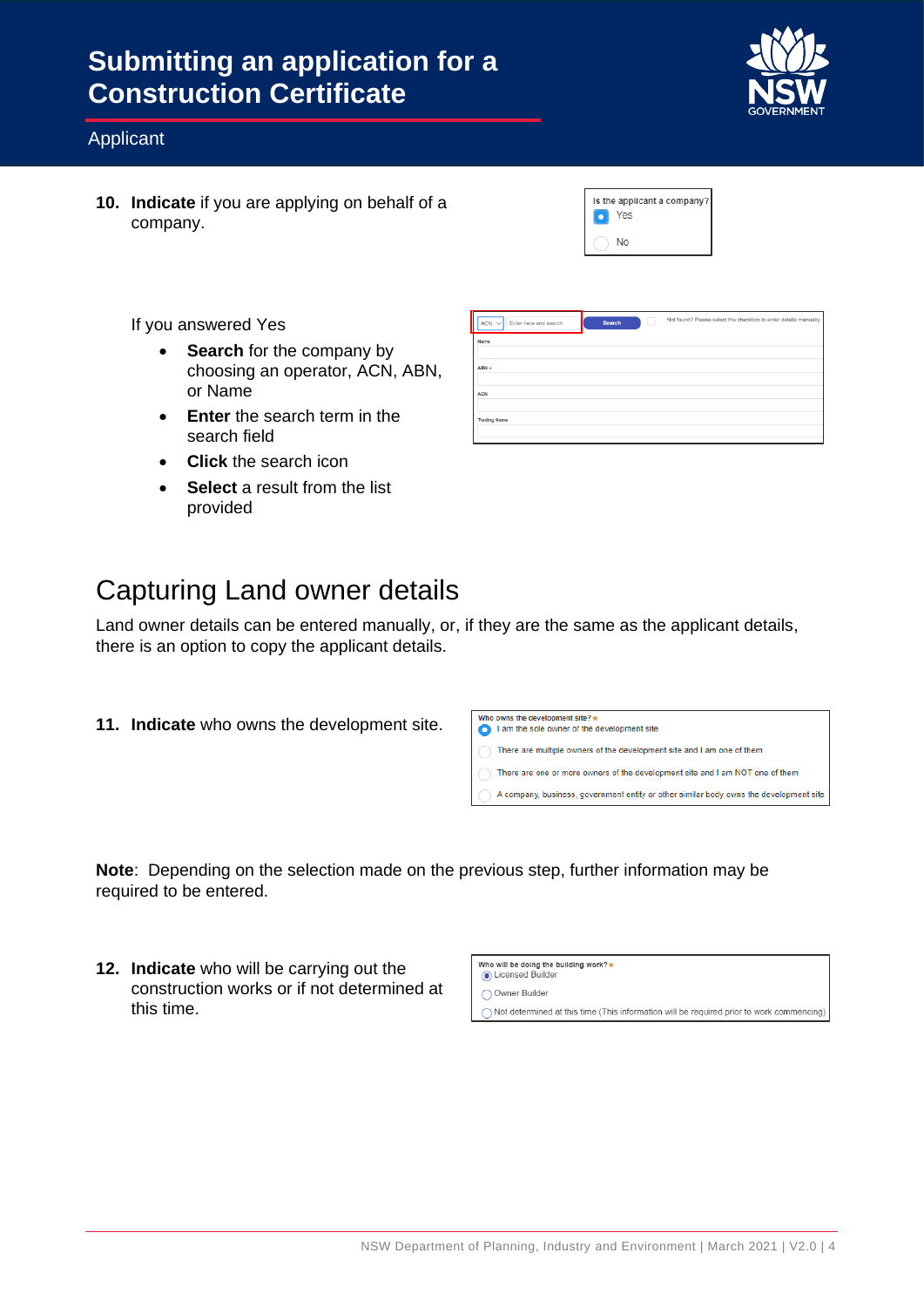10. **Indicate** if you are applying on behalf of a company.

If you answered Yes

- **Search** for the company by choosing an operator, ACN, ABN, or Name
- **Enter** the search term in the search field
- **Click** the search icon
- **Select** a result from the list provided

## Capturing Land owner details

Land owner details can be entered manually, or, if they are the same as the applicant details, there is an option to copy the applicant details.

11. **Indicate** who owns the development site.

**Note**: Depending on the selection made on the previous step, further information may be required to be entered.

12. **Indicate** who will be carrying out the construction works or if not determined at this time.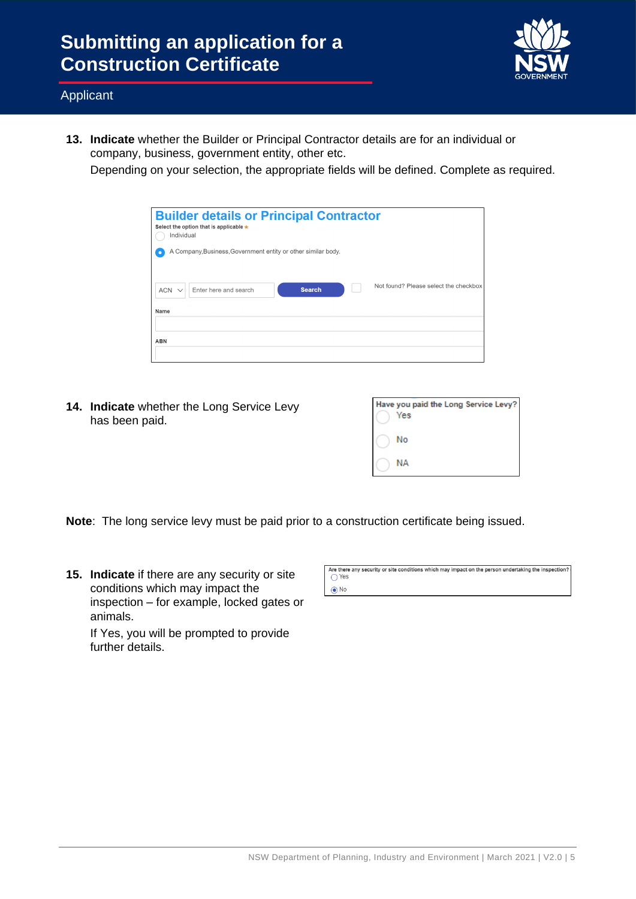13. **Indicate** whether the Builder or Principal Contractor details are for an individual or company, business, government entity, other etc.

    Depending on your selection, the appropriate fields will be defined. Complete as required.

14. **Indicate** whether the Long Service Levy has been paid.

**Note**: The long service levy must be paid prior to a construction certificate being issued.

15. **Indicate** if there are any security or site conditions which may impact the inspection – for example, locked gates or animals.

    If Yes, you will be prompted to provide further details.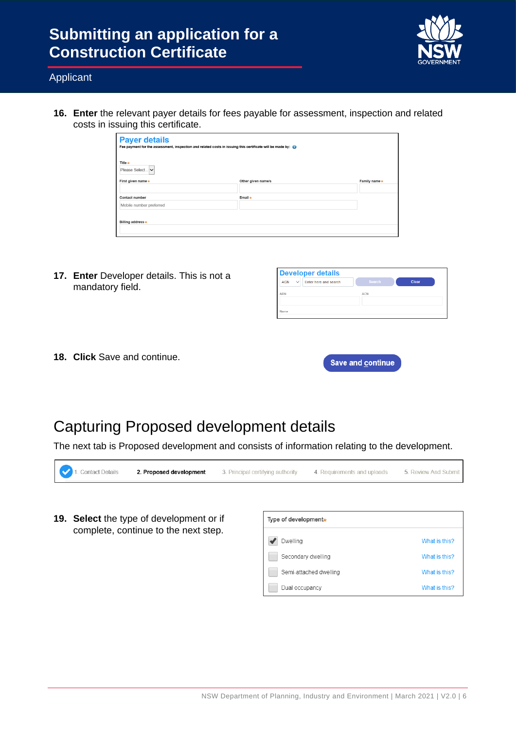16. **Enter** the relevant payer details for fees payable for assessment, inspection and related costs in issuing this certificate.

**Payer details**

Fee payment for the assessment, inspection and related costs in issuing this certificate will be made by:

Title*
Please Select...

First given name* | Other given name/s | Family name*

Contact number: Mobile number preferred | Email*

Billing address*

17. **Enter** Developer details. This is not a mandatory field.

**Developer details**

ACN | Enter here and search | Search | Clear

ABN | ACN

Name

18. **Click** Save and continue.

Save and continue

# Capturing Proposed development details

The next tab is Proposed development and consists of information relating to the development.

1. Contact Details | **2. Proposed development** | 3. Principal certifying authority | 4. Requirements and uploads | 5. Review And Submit

19. **Select** the type of development or if complete, continue to the next step.

| Type of development* | |
|---|---|
| ☑ Dwelling | What is this? |
| ☐ Secondary dwelling | What is this? |
| ☐ Semi-attached dwelling | What is this? |
| ☐ Dual occupancy | What is this? |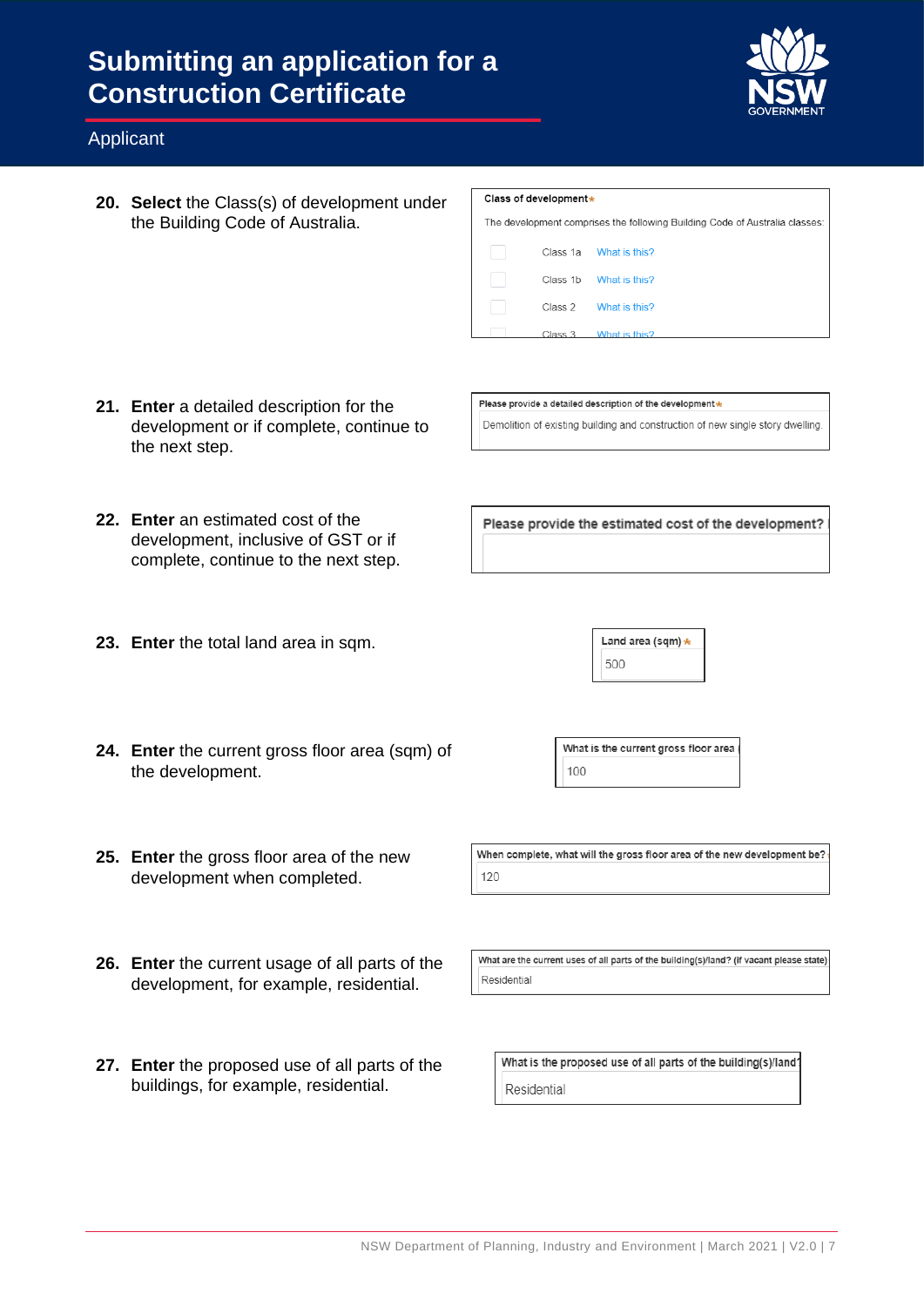# Submitting an application for a Construction Certificate

Applicant

20. **Select** the Class(s) of development under the Building Code of Australia.

Class of development*

The development comprises the following Building Code of Australia classes:

- Class 1a What is this?
- Class 1b What is this?
- Class 2 What is this?
- Class 3 What is this?

21. **Enter** a detailed description for the development or if complete, continue to the next step.

Please provide a detailed description of the development*

Demolition of existing building and construction of new single story dwelling.

22. **Enter** an estimated cost of the development, inclusive of GST or if complete, continue to the next step.

Please provide the estimated cost of the development?

23. **Enter** the total land area in sqm.

Land area (sqm)*

500

24. **Enter** the current gross floor area (sqm) of the development.

What is the current gross floor area

100

25. **Enter** the gross floor area of the new development when completed.

When complete, what will the gross floor area of the new development be?

120

26. **Enter** the current usage of all parts of the development, for example, residential.

What are the current uses of all parts of the building(s)/land? (if vacant please state)

Residential

27. **Enter** the proposed use of all parts of the buildings, for example, residential.

What is the proposed use of all parts of the building(s)/land?

Residential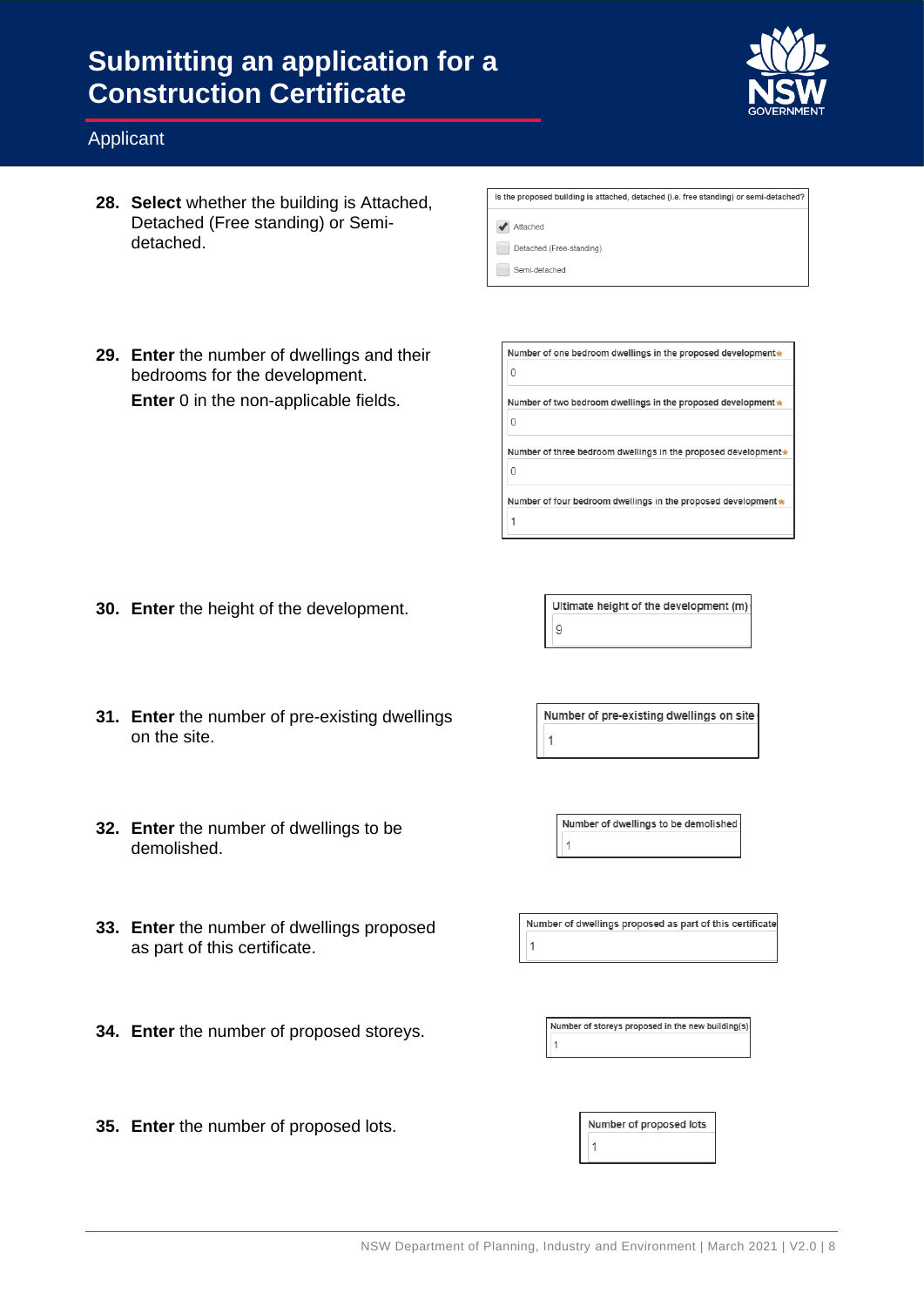28. **Select** whether the building is Attached, Detached (Free standing) or Semi-detached.

    Is the proposed building is attached, detached (i.e. free standing) or semi-detached?
    - [x] Attached
    - [ ] Detached (Free-standing)
    - [ ] Semi-detached

29. **Enter** the number of dwellings and their bedrooms for the development.

    **Enter** 0 in the non-applicable fields.

    | Field | Value |
    | --- | --- |
    | Number of one bedroom dwellings in the proposed development* | 0 |
    | Number of two bedroom dwellings in the proposed development* | 0 |
    | Number of three bedroom dwellings in the proposed development* | 0 |
    | Number of four bedroom dwellings in the proposed development* | 1 |

30. **Enter** the height of the development.

    Ultimate height of the development (m): 9

31. **Enter** the number of pre-existing dwellings on the site.

    Number of pre-existing dwellings on site: 1

32. **Enter** the number of dwellings to be demolished.

    Number of dwellings to be demolished: 1

33. **Enter** the number of dwellings proposed as part of this certificate.

    Number of dwellings proposed as part of this certificate: 1

34. **Enter** the number of proposed storeys.

    Number of storeys proposed in the new building(s): 1

35. **Enter** the number of proposed lots.

    Number of proposed lots: 1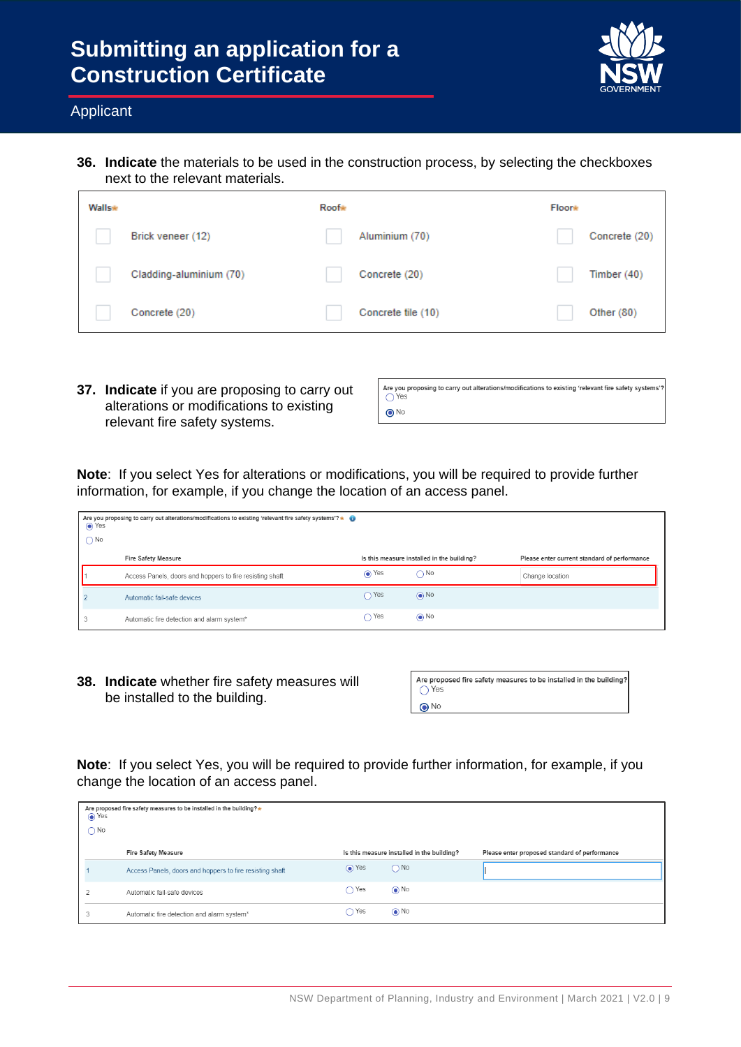# Submitting an application for a Construction Certificate

Applicant

**36. Indicate** the materials to be used in the construction process, by selecting the checkboxes next to the relevant materials.

| Walls* | Roof* | Floor* |
|---|---|---|
| ☐ Brick veneer (12) | ☐ Aluminium (70) | ☐ Concrete (20) |
| ☐ Cladding-aluminium (70) | ☐ Concrete (20) | ☐ Timber (40) |
| ☐ Concrete (20) | ☐ Concrete tile (10) | ☐ Other (80) |

**37. Indicate** if you are proposing to carry out alterations or modifications to existing relevant fire safety systems.

Are you proposing to carry out alterations/modifications to existing 'relevant fire safety systems'?
◯ Yes
◉ No

**Note**: If you select Yes for alterations or modifications, you will be required to provide further information, for example, if you change the location of an access panel.

Are you proposing to carry out alterations/modifications to existing 'relevant fire safety systems'? *
◉ Yes
◯ No

| | Fire Safety Measure | Is this measure installed in the building? | | Please enter current standard of performance |
|---|---|---|---|---|
| 1 | Access Panels, doors and hoppers to fire resisting shaft | ◉ Yes | ◯ No | Change location |
| 2 | Automatic fail-safe devices | ◯ Yes | ◉ No | |
| 3 | Automatic fire detection and alarm system* | ◯ Yes | ◉ No | |

**38. Indicate** whether fire safety measures will be installed to the building.

Are proposed fire safety measures to be installed in the building?
◯ Yes
◉ No

**Note**: If you select Yes, you will be required to provide further information, for example, if you change the location of an access panel.

Are proposed fire safety measures to be installed in the building? *
◉ Yes
◯ No

| | Fire Safety Measure | Is this measure installed in the building? | | Please enter proposed standard of performance |
|---|---|---|---|---|
| 1 | Access Panels, doors and hoppers to fire resisting shaft | ◉ Yes | ◯ No | |
| 2 | Automatic fail-safe devices | ◯ Yes | ◉ No | |
| 3 | Automatic fire detection and alarm system* | ◯ Yes | ◉ No | |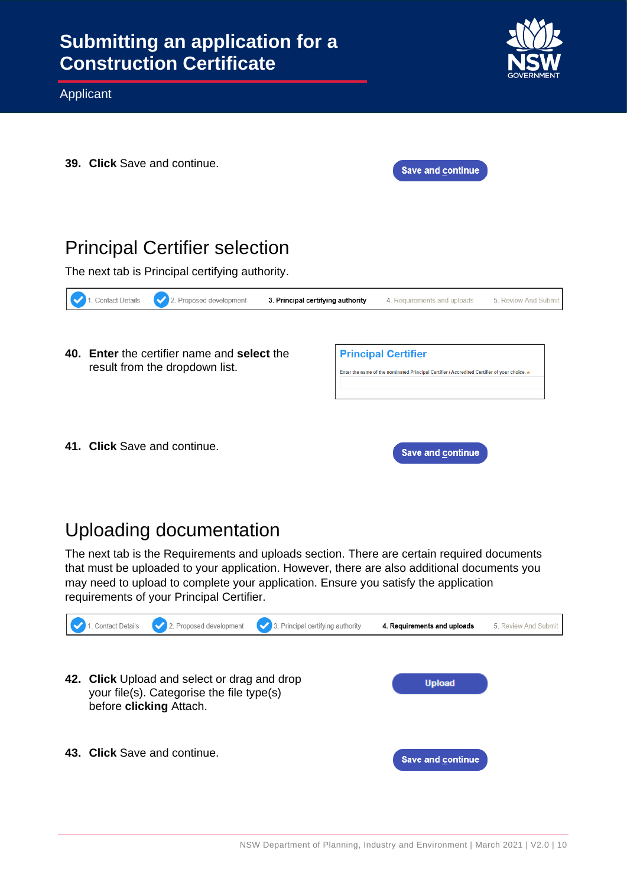**39. Click** Save and continue.

Save and continue

## Principal Certifier selection

The next tab is Principal certifying authority.

1. Contact Details | 2. Proposed development | **3. Principal certifying authority** | 4. Requirements and uploads | 5. Review And Submit

**40. Enter** the certifier name and **select** the result from the dropdown list.

**Principal Certifier**

Enter the name of the nominated Principal Certifier / Accredited Certifier of your choice. *

**41. Click** Save and continue.

Save and continue

## Uploading documentation

The next tab is the Requirements and uploads section. There are certain required documents that must be uploaded to your application. However, there are also additional documents you may need to upload to complete your application. Ensure you satisfy the application requirements of your Principal Certifier.

1. Contact Details | 2. Proposed development | 3. Principal certifying authority | **4. Requirements and uploads** | 5. Review And Submit

**42. Click** Upload and select or drag and drop your file(s). Categorise the file type(s) before **clicking** Attach.

Upload

**43. Click** Save and continue.

Save and continue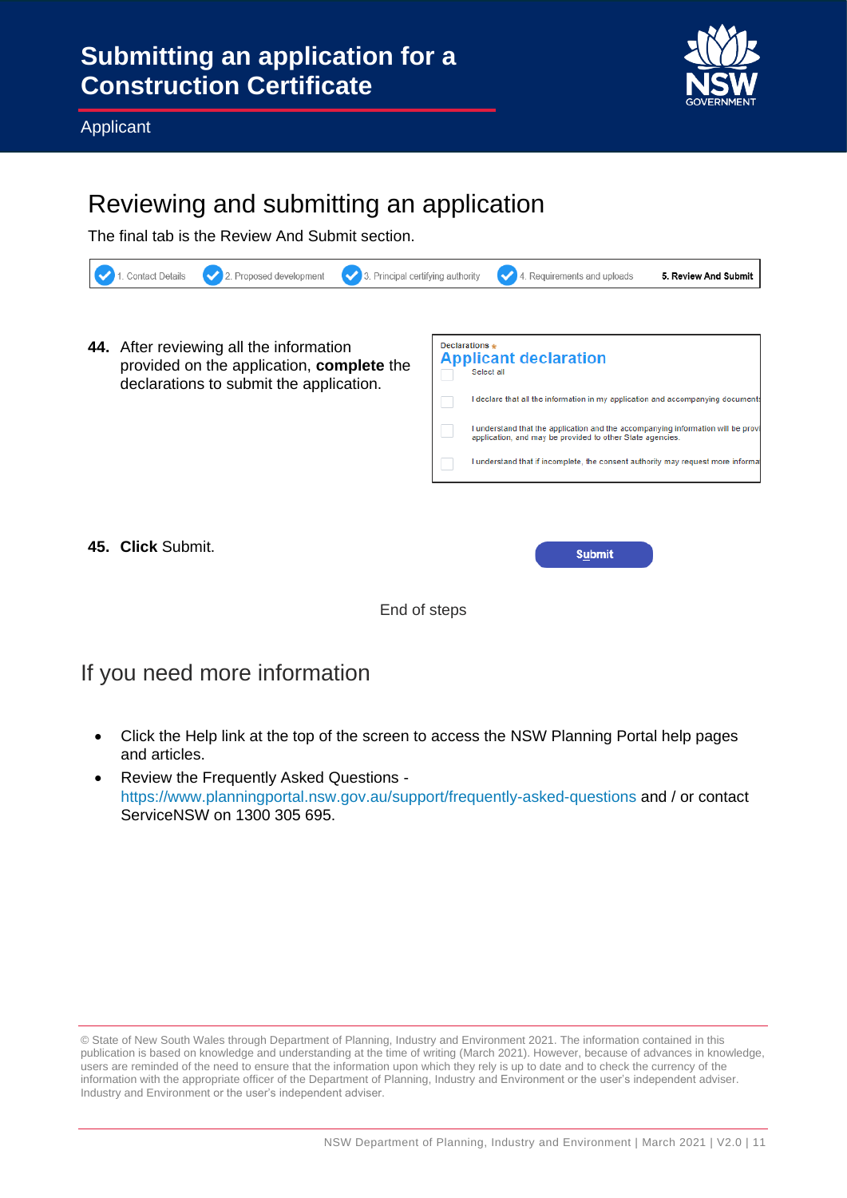# Submitting an application for a Construction Certificate

Applicant

## Reviewing and submitting an application

The final tab is the Review And Submit section.

1. Contact Details 2. Proposed development 3. Principal certifying authority 4. Requirements and uploads **5. Review And Submit**

**44.** After reviewing all the information provided on the application, **complete** the declarations to submit the application.

Declarations *

**Applicant declaration**

- Select all
- I declare that all the information in my application and accompanying documents
- I understand that the application and the accompanying information will be provi application, and may be provided to other State agencies.
- I understand that if incomplete, the consent authority may request more informa

**45. Click** Submit.

Submit

End of steps

## If you need more information

- Click the Help link at the top of the screen to access the NSW Planning Portal help pages and articles.
- Review the Frequently Asked Questions - https://www.planningportal.nsw.gov.au/support/frequently-asked-questions and / or contact ServiceNSW on 1300 305 695.

© State of New South Wales through Department of Planning, Industry and Environment 2021. The information contained in this publication is based on knowledge and understanding at the time of writing (March 2021). However, because of advances in knowledge, users are reminded of the need to ensure that the information upon which they rely is up to date and to check the currency of the information with the appropriate officer of the Department of Planning, Industry and Environment or the user's independent adviser. Industry and Environment or the user's independent adviser.